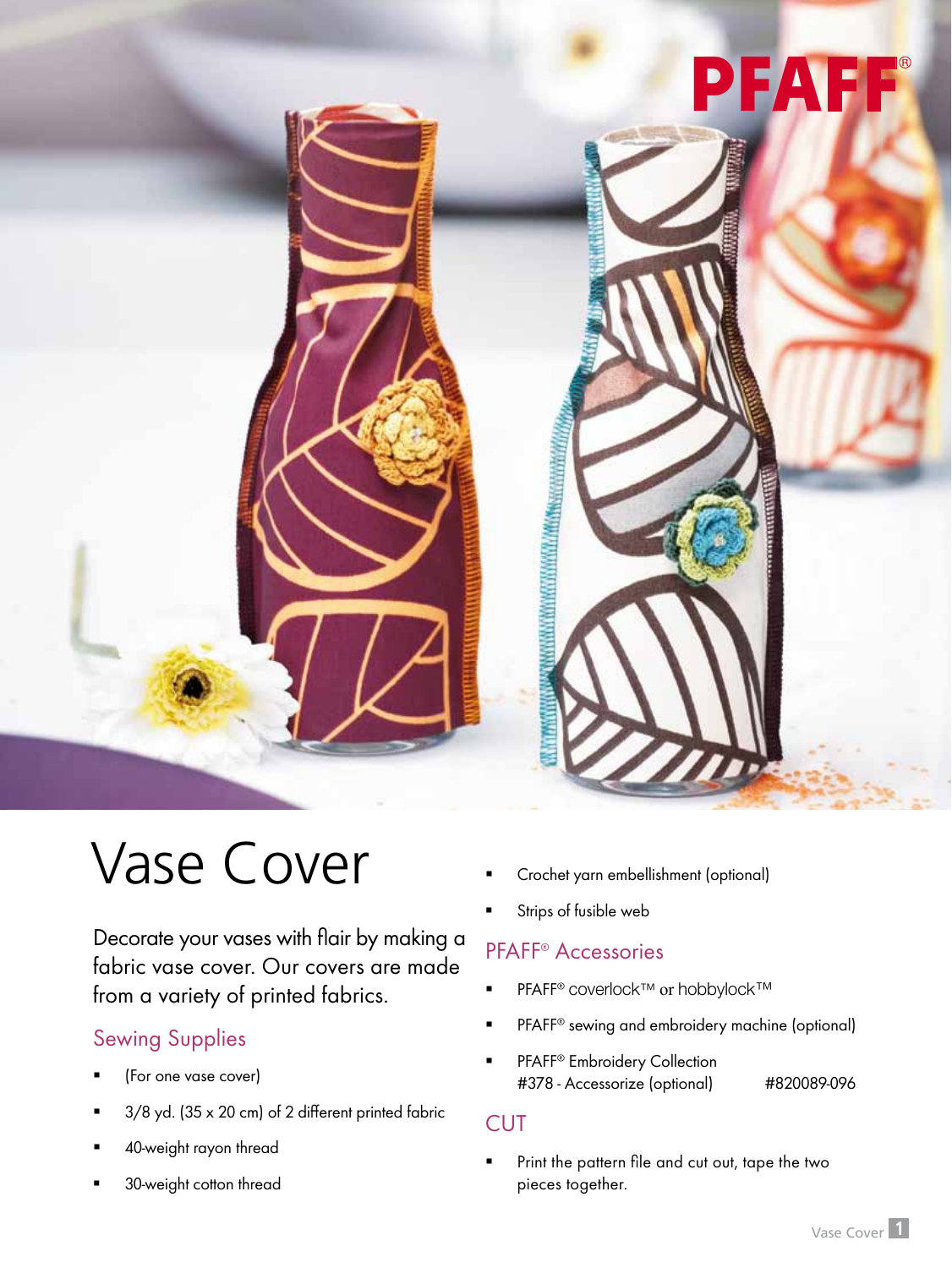# Vase Cover

Decorate your vases with flair by making a fabric vase cover. Our covers are made from a variety of printed fabrics.

## Sewing Supplies

- (For one vase cover)
- 3/8 yd. (35 x 20 cm) of 2 different printed fabric
- 40-weight rayon thread
- 30-weight cotton thread
- Crochet yarn embellishment (optional)
- Strips of fusible web

## PFAFF® Accessories

- PFAFF® coverlock™ or hobbylock™
- PFAFF® sewing and embroidery machine (optional)
- PFAFF® Embroidery Collection #378 - Accessorize (optional) #820089-096

## CUT

- Print the pattern file and cut out, tape the two pieces together.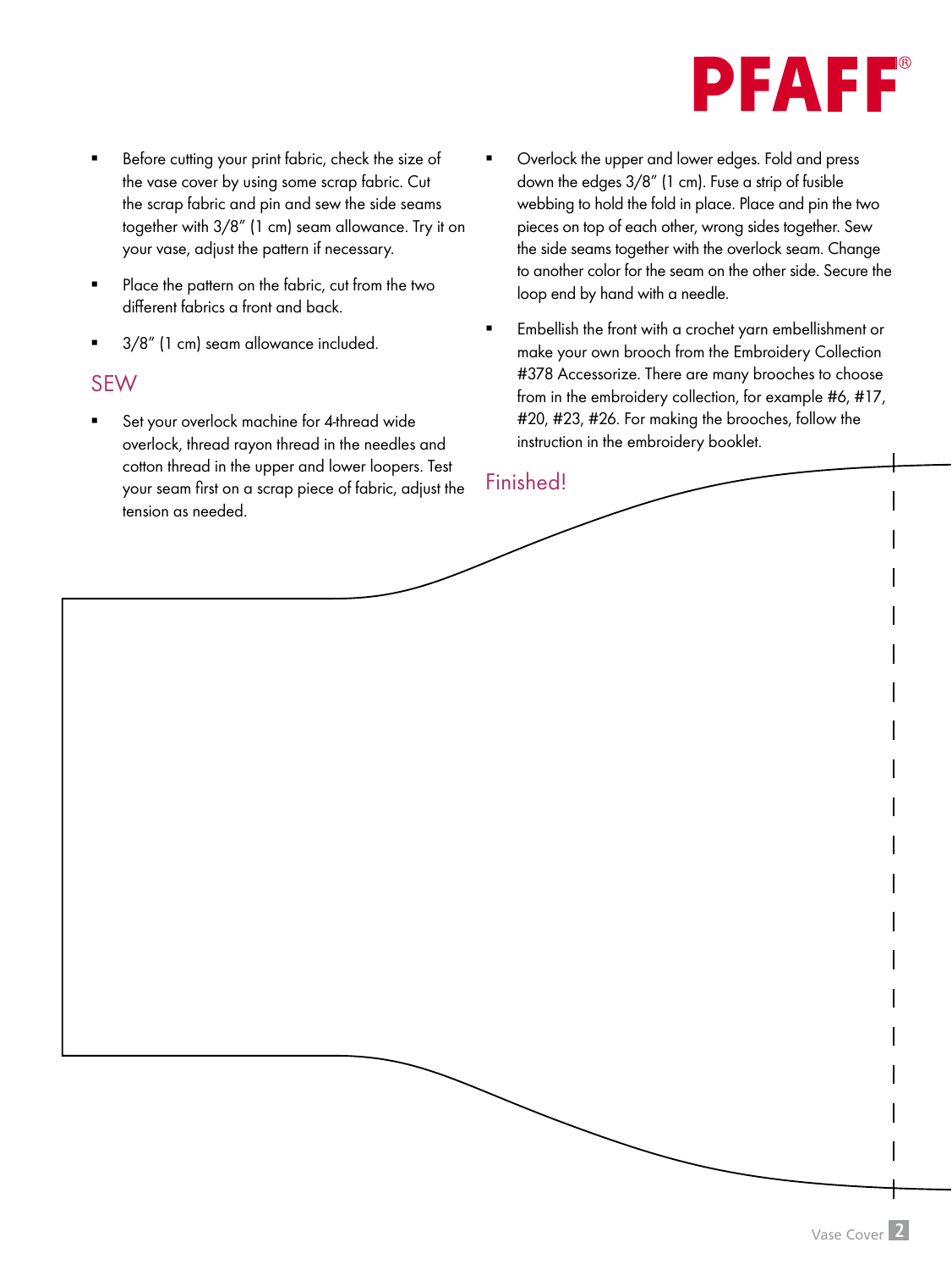- Before cutting your print fabric, check the size of the vase cover by using some scrap fabric. Cut the scrap fabric and pin and sew the side seams together with 3/8" (1 cm) seam allowance. Try it on your vase, adjust the pattern if necessary.
- Place the pattern on the fabric, cut from the two different fabrics a front and back.
- 3/8" (1 cm) seam allowance included.

## SEW

- Set your overlock machine for 4-thread wide overlock, thread rayon thread in the needles and cotton thread in the upper and lower loopers. Test your seam first on a scrap piece of fabric, adjust the tension as needed.
- Overlock the upper and lower edges. Fold and press down the edges 3/8" (1 cm). Fuse a strip of fusible webbing to hold the fold in place. Place and pin the two pieces on top of each other, wrong sides together. Sew the side seams together with the overlock seam. Change to another color for the seam on the other side. Secure the loop end by hand with a needle.
- Embellish the front with a crochet yarn embellishment or make your own brooch from the Embroidery Collection #378 Accessorize. There are many brooches to choose from in the embroidery collection, for example #6, #17, #20, #23, #26. For making the brooches, follow the instruction in the embroidery booklet.

## Finished!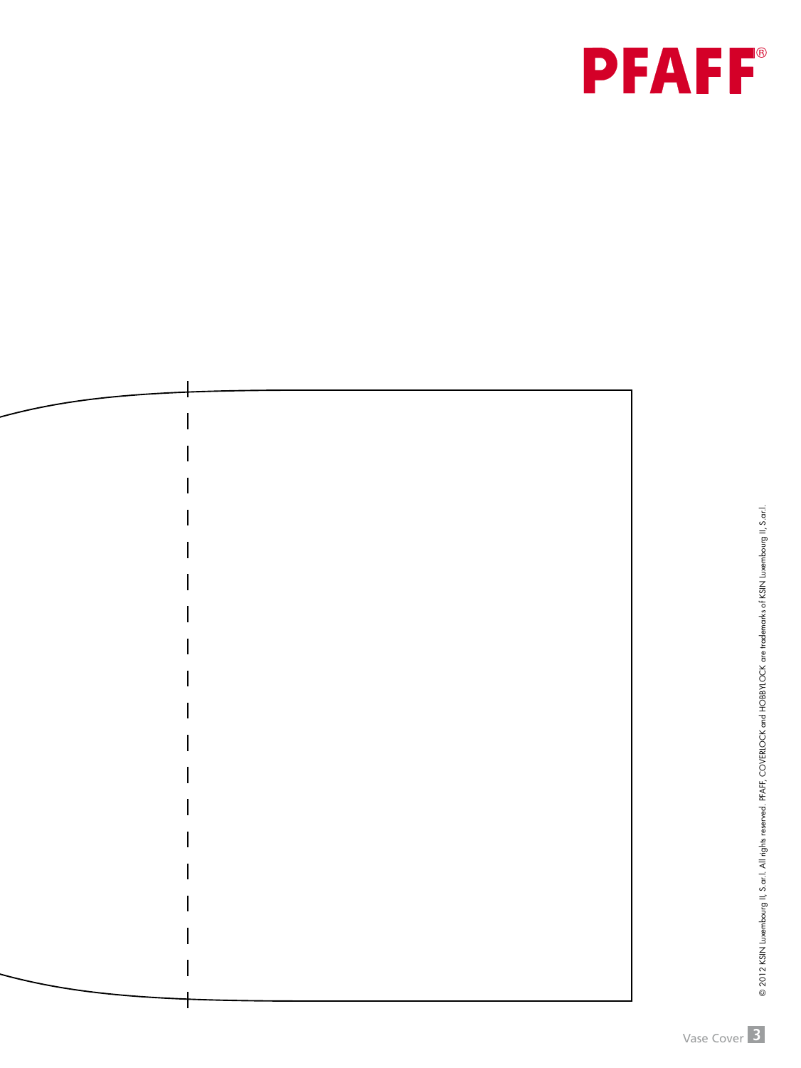PFAFF®

© 2012 KSIN Luxembourg II, S.ar.l. All rights reserved. PFAFF, COVERLOCK and HOBBYLOCK are trademarks of KSIN Luxembourg II, S.ar.l.